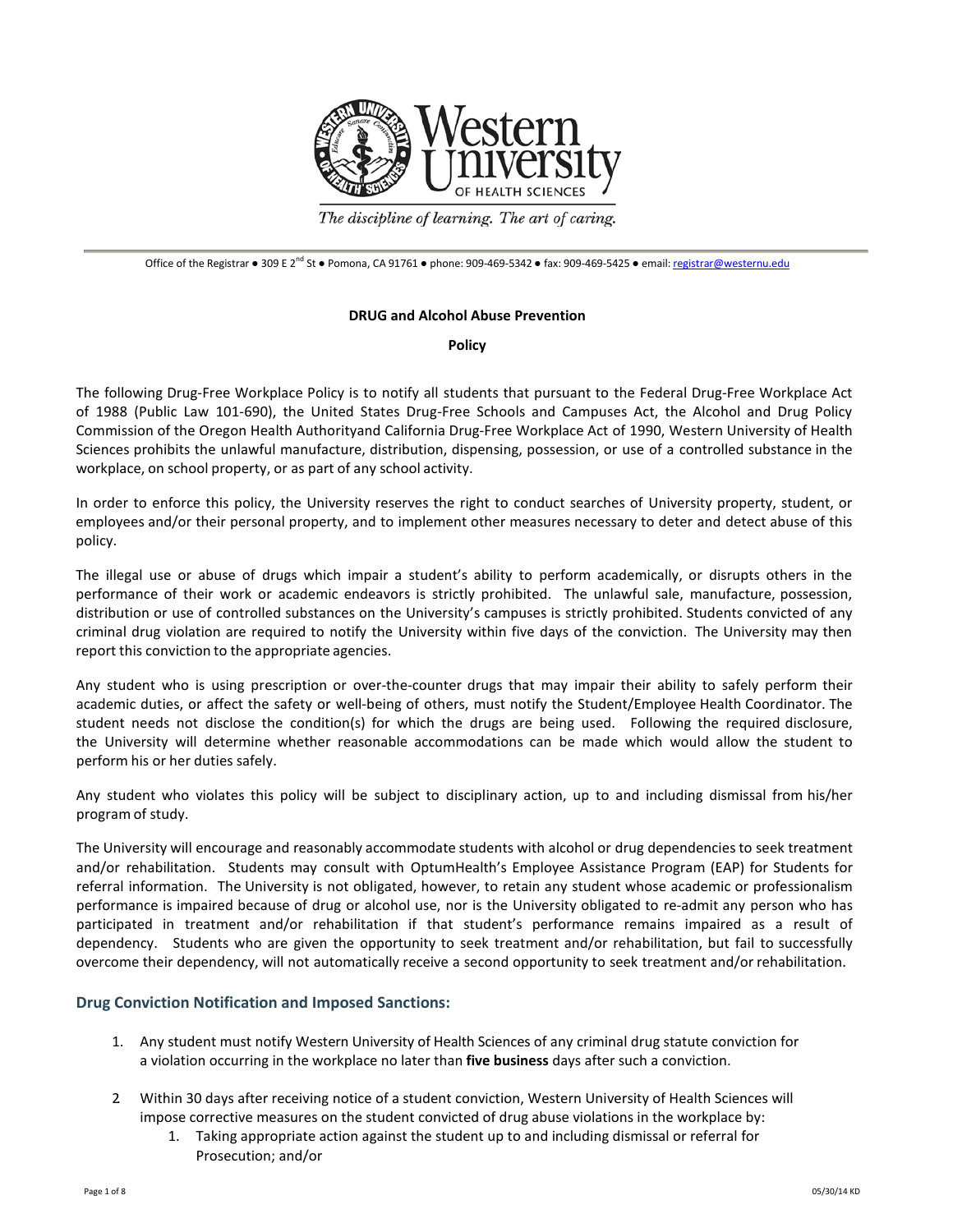Western University OF HEALTH SCIENCES

*The discipline of learning. The art of caring.*

Office of the Registrar ● 309 E 2nd St ● Pomona, CA 91761 ● phone: 909-469-5342 ● fax: 909-469-5425 ● email: registrar@westernu.edu

**DRUG and Alcohol Abuse Prevention**

**Policy**

The following Drug-Free Workplace Policy is to notify all students that pursuant to the Federal Drug-Free Workplace Act of 1988 (Public Law 101-690), the United States Drug-Free Schools and Campuses Act, the Alcohol and Drug Policy Commission of the Oregon Health Authorityand California Drug-Free Workplace Act of 1990, Western University of Health Sciences prohibits the unlawful manufacture, distribution, dispensing, possession, or use of a controlled substance in the workplace, on school property, or as part of any school activity.

In order to enforce this policy, the University reserves the right to conduct searches of University property, student, or employees and/or their personal property, and to implement other measures necessary to deter and detect abuse of this policy.

The illegal use or abuse of drugs which impair a student's ability to perform academically, or disrupts others in the performance of their work or academic endeavors is strictly prohibited. The unlawful sale, manufacture, possession, distribution or use of controlled substances on the University's campuses is strictly prohibited. Students convicted of any criminal drug violation are required to notify the University within five days of the conviction. The University may then report this conviction to the appropriate agencies.

Any student who is using prescription or over-the-counter drugs that may impair their ability to safely perform their academic duties, or affect the safety or well-being of others, must notify the Student/Employee Health Coordinator. The student needs not disclose the condition(s) for which the drugs are being used. Following the required disclosure, the University will determine whether reasonable accommodations can be made which would allow the student to perform his or her duties safely.

Any student who violates this policy will be subject to disciplinary action, up to and including dismissal from his/her program of study.

The University will encourage and reasonably accommodate students with alcohol or drug dependencies to seek treatment and/or rehabilitation. Students may consult with OptumHealth's Employee Assistance Program (EAP) for Students for referral information. The University is not obligated, however, to retain any student whose academic or professionalism performance is impaired because of drug or alcohol use, nor is the University obligated to re-admit any person who has participated in treatment and/or rehabilitation if that student's performance remains impaired as a result of dependency. Students who are given the opportunity to seek treatment and/or rehabilitation, but fail to successfully overcome their dependency, will not automatically receive a second opportunity to seek treatment and/or rehabilitation.

## Drug Conviction Notification and Imposed Sanctions:

1. Any student must notify Western University of Health Sciences of any criminal drug statute conviction for a violation occurring in the workplace no later than **five business** days after such a conviction.

2. Within 30 days after receiving notice of a student conviction, Western University of Health Sciences will impose corrective measures on the student convicted of drug abuse violations in the workplace by:
    1. Taking appropriate action against the student up to and including dismissal or referral for Prosecution; and/or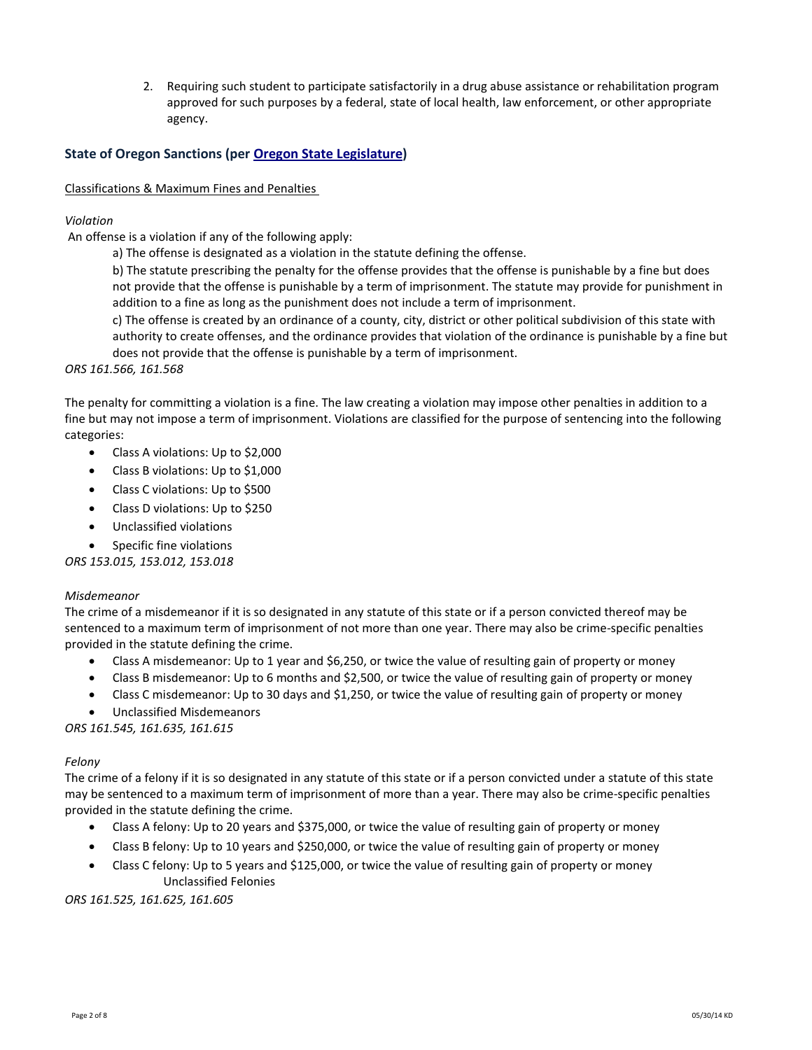2. Requiring such student to participate satisfactorily in a drug abuse assistance or rehabilitation program approved for such purposes by a federal, state of local health, law enforcement, or other appropriate agency.

### State of Oregon Sanctions (per [Oregon State Legislature](#))

Classifications & Maximum Fines and Penalties

*Violation*

An offense is a violation if any of the following apply:

a) The offense is designated as a violation in the statute defining the offense.

b) The statute prescribing the penalty for the offense provides that the offense is punishable by a fine but does not provide that the offense is punishable by a term of imprisonment. The statute may provide for punishment in addition to a fine as long as the punishment does not include a term of imprisonment.

c) The offense is created by an ordinance of a county, city, district or other political subdivision of this state with authority to create offenses, and the ordinance provides that violation of the ordinance is punishable by a fine but does not provide that the offense is punishable by a term of imprisonment.

*ORS 161.566, 161.568*

The penalty for committing a violation is a fine. The law creating a violation may impose other penalties in addition to a fine but may not impose a term of imprisonment. Violations are classified for the purpose of sentencing into the following categories:

- Class A violations: Up to $2,000
- Class B violations: Up to $1,000
- Class C violations: Up to $500
- Class D violations: Up to $250
- Unclassified violations
- Specific fine violations

*ORS 153.015, 153.012, 153.018*

*Misdemeanor*

The crime of a misdemeanor if it is so designated in any statute of this state or if a person convicted thereof may be sentenced to a maximum term of imprisonment of not more than one year. There may also be crime-specific penalties provided in the statute defining the crime.

- Class A misdemeanor: Up to 1 year and $6,250, or twice the value of resulting gain of property or money
- Class B misdemeanor: Up to 6 months and $2,500, or twice the value of resulting gain of property or money
- Class C misdemeanor: Up to 30 days and $1,250, or twice the value of resulting gain of property or money
- Unclassified Misdemeanors

*ORS 161.545, 161.635, 161.615*

*Felony*

The crime of a felony if it is so designated in any statute of this state or if a person convicted under a statute of this state may be sentenced to a maximum term of imprisonment of more than a year. There may also be crime-specific penalties provided in the statute defining the crime.

- Class A felony: Up to 20 years and $375,000, or twice the value of resulting gain of property or money
- Class B felony: Up to 10 years and $250,000, or twice the value of resulting gain of property or money
- Class C felony: Up to 5 years and $125,000, or twice the value of resulting gain of property or money
  Unclassified Felonies

*ORS 161.525, 161.625, 161.605*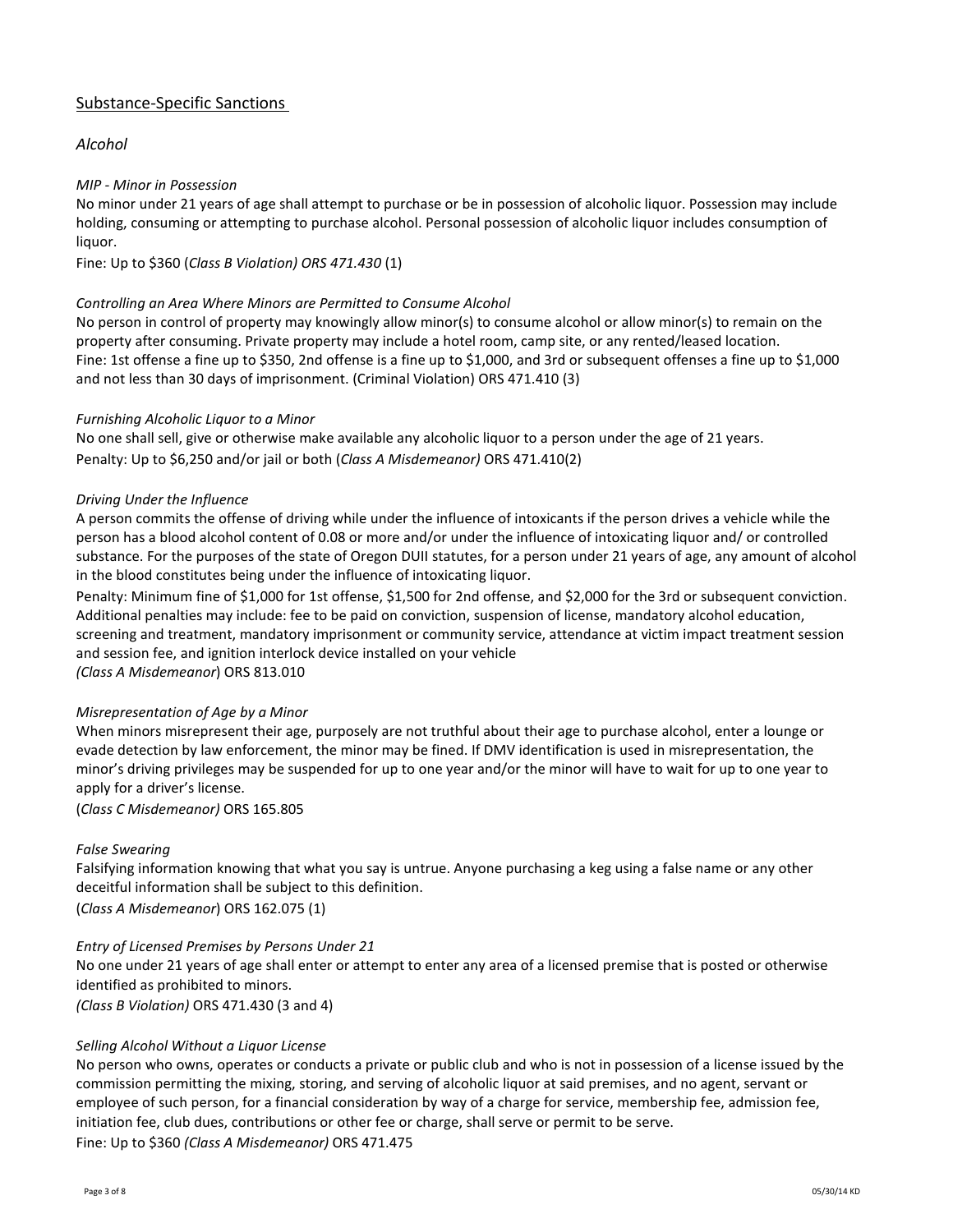## Substance-Specific Sanctions

### *Alcohol*

*MIP - Minor in Possession*

No minor under 21 years of age shall attempt to purchase or be in possession of alcoholic liquor. Possession may include holding, consuming or attempting to purchase alcohol. Personal possession of alcoholic liquor includes consumption of liquor.

Fine: Up to $360 (*Class B Violation) ORS 471.430* (1)

*Controlling an Area Where Minors are Permitted to Consume Alcohol*

No person in control of property may knowingly allow minor(s) to consume alcohol or allow minor(s) to remain on the property after consuming. Private property may include a hotel room, camp site, or any rented/leased location.

Fine: 1st offense a fine up to $350, 2nd offense is a fine up to $1,000, and 3rd or subsequent offenses a fine up to $1,000 and not less than 30 days of imprisonment. (Criminal Violation) ORS 471.410 (3)

*Furnishing Alcoholic Liquor to a Minor*

No one shall sell, give or otherwise make available any alcoholic liquor to a person under the age of 21 years.

Penalty: Up to $6,250 and/or jail or both (*Class A Misdemeanor)* ORS 471.410(2)

*Driving Under the Influence*

A person commits the offense of driving while under the influence of intoxicants if the person drives a vehicle while the person has a blood alcohol content of 0.08 or more and/or under the influence of intoxicating liquor and/ or controlled substance. For the purposes of the state of Oregon DUII statutes, for a person under 21 years of age, any amount of alcohol in the blood constitutes being under the influence of intoxicating liquor.

Penalty: Minimum fine of $1,000 for 1st offense, $1,500 for 2nd offense, and $2,000 for the 3rd or subsequent conviction. Additional penalties may include: fee to be paid on conviction, suspension of license, mandatory alcohol education, screening and treatment, mandatory imprisonment or community service, attendance at victim impact treatment session and session fee, and ignition interlock device installed on your vehicle

*(Class A Misdemeanor*) ORS 813.010

*Misrepresentation of Age by a Minor*

When minors misrepresent their age, purposely are not truthful about their age to purchase alcohol, enter a lounge or evade detection by law enforcement, the minor may be fined. If DMV identification is used in misrepresentation, the minor's driving privileges may be suspended for up to one year and/or the minor will have to wait for up to one year to apply for a driver's license.

(*Class C Misdemeanor)* ORS 165.805

*False Swearing*

Falsifying information knowing that what you say is untrue. Anyone purchasing a keg using a false name or any other deceitful information shall be subject to this definition.

(*Class A Misdemeanor*) ORS 162.075 (1)

*Entry of Licensed Premises by Persons Under 21*

No one under 21 years of age shall enter or attempt to enter any area of a licensed premise that is posted or otherwise identified as prohibited to minors.

*(Class B Violation)* ORS 471.430 (3 and 4)

*Selling Alcohol Without a Liquor License*

No person who owns, operates or conducts a private or public club and who is not in possession of a license issued by the commission permitting the mixing, storing, and serving of alcoholic liquor at said premises, and no agent, servant or employee of such person, for a financial consideration by way of a charge for service, membership fee, admission fee, initiation fee, club dues, contributions or other fee or charge, shall serve or permit to be serve.

Fine: Up to $360 *(Class A Misdemeanor)* ORS 471.475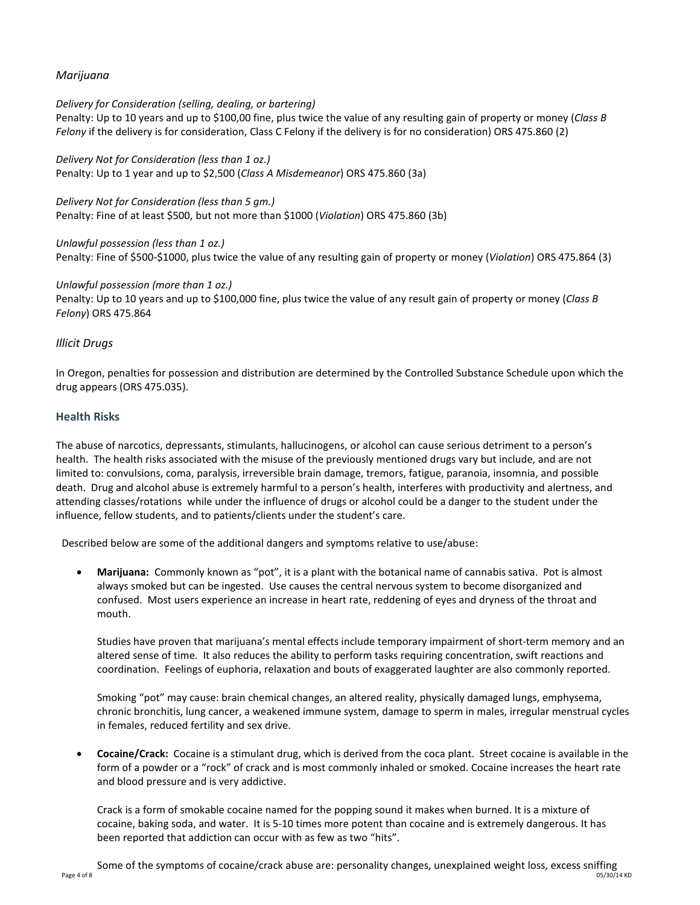### *Marijuana*

*Delivery for Consideration (selling, dealing, or bartering)*
Penalty: Up to 10 years and up to $100,00 fine, plus twice the value of any resulting gain of property or money (*Class B Felony* if the delivery is for consideration, Class C Felony if the delivery is for no consideration) ORS 475.860 (2)

*Delivery Not for Consideration (less than 1 oz.)*
Penalty: Up to 1 year and up to $2,500 (*Class A Misdemeanor*) ORS 475.860 (3a)

*Delivery Not for Consideration (less than 5 gm.)*
Penalty: Fine of at least $500, but not more than $1000 (*Violation*) ORS 475.860 (3b)

*Unlawful possession (less than 1 oz.)*
Penalty: Fine of $500-$1000, plus twice the value of any resulting gain of property or money (*Violation*) ORS 475.864 (3)

*Unlawful possession (more than 1 oz.)*
Penalty: Up to 10 years and up to $100,000 fine, plus twice the value of any result gain of property or money (*Class B Felony*) ORS 475.864

### *Illicit Drugs*

In Oregon, penalties for possession and distribution are determined by the Controlled Substance Schedule upon which the drug appears (ORS 475.035).

## Health Risks

The abuse of narcotics, depressants, stimulants, hallucinogens, or alcohol can cause serious detriment to a person's health. The health risks associated with the misuse of the previously mentioned drugs vary but include, and are not limited to: convulsions, coma, paralysis, irreversible brain damage, tremors, fatigue, paranoia, insomnia, and possible death. Drug and alcohol abuse is extremely harmful to a person's health, interferes with productivity and alertness, and attending classes/rotations while under the influence of drugs or alcohol could be a danger to the student under the influence, fellow students, and to patients/clients under the student's care.

Described below are some of the additional dangers and symptoms relative to use/abuse:

- **Marijuana:** Commonly known as "pot", it is a plant with the botanical name of cannabis sativa. Pot is almost always smoked but can be ingested. Use causes the central nervous system to become disorganized and confused. Most users experience an increase in heart rate, reddening of eyes and dryness of the throat and mouth.

  Studies have proven that marijuana's mental effects include temporary impairment of short-term memory and an altered sense of time. It also reduces the ability to perform tasks requiring concentration, swift reactions and coordination. Feelings of euphoria, relaxation and bouts of exaggerated laughter are also commonly reported.

  Smoking "pot" may cause: brain chemical changes, an altered reality, physically damaged lungs, emphysema, chronic bronchitis, lung cancer, a weakened immune system, damage to sperm in males, irregular menstrual cycles in females, reduced fertility and sex drive.

- **Cocaine/Crack:** Cocaine is a stimulant drug, which is derived from the coca plant. Street cocaine is available in the form of a powder or a "rock" of crack and is most commonly inhaled or smoked. Cocaine increases the heart rate and blood pressure and is very addictive.

  Crack is a form of smokable cocaine named for the popping sound it makes when burned. It is a mixture of cocaine, baking soda, and water. It is 5-10 times more potent than cocaine and is extremely dangerous. It has been reported that addiction can occur with as few as two "hits".

  Some of the symptoms of cocaine/crack abuse are: personality changes, unexplained weight loss, excess sniffing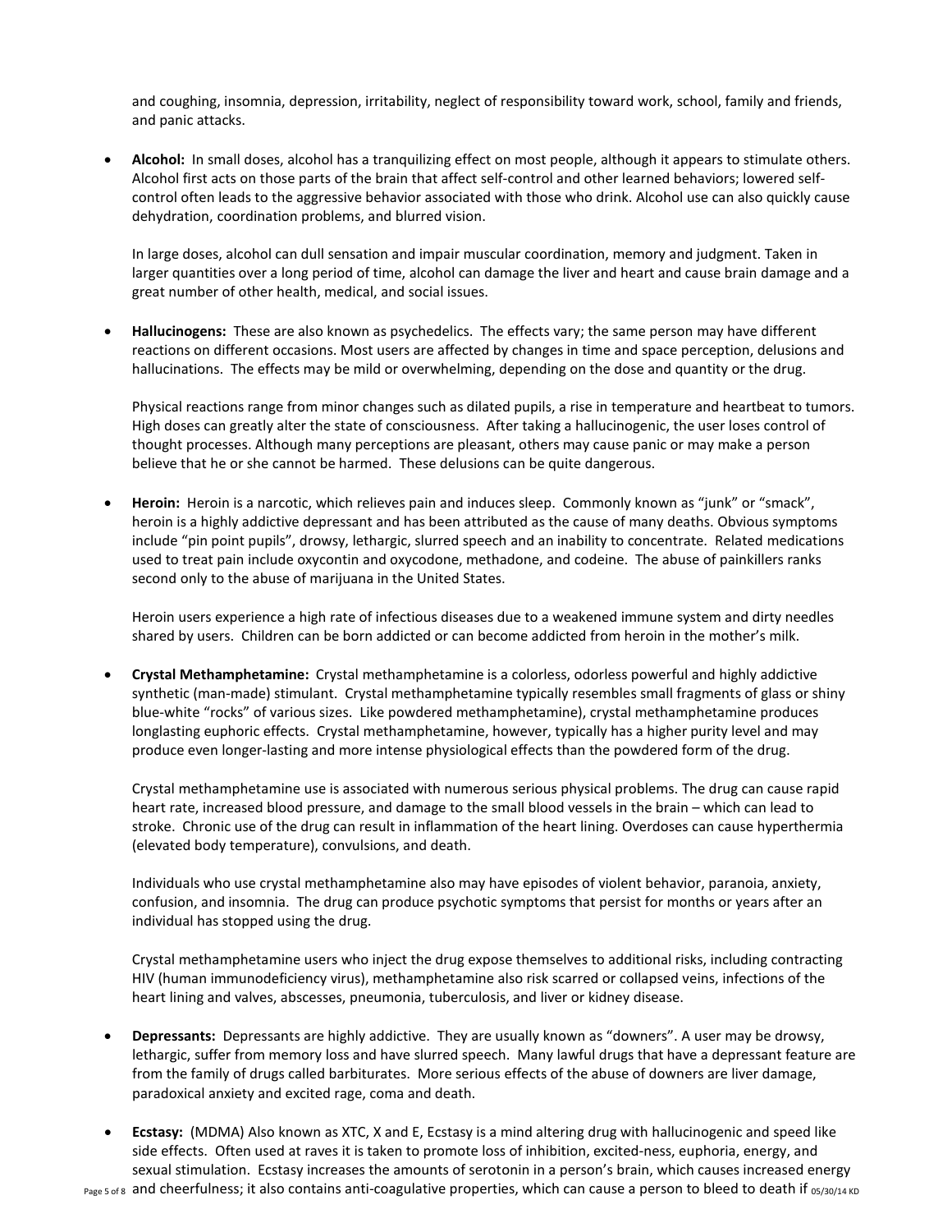and coughing, insomnia, depression, irritability, neglect of responsibility toward work, school, family and friends, and panic attacks.

- **Alcohol:** In small doses, alcohol has a tranquilizing effect on most people, although it appears to stimulate others. Alcohol first acts on those parts of the brain that affect self-control and other learned behaviors; lowered self-control often leads to the aggressive behavior associated with those who drink. Alcohol use can also quickly cause dehydration, coordination problems, and blurred vision.

  In large doses, alcohol can dull sensation and impair muscular coordination, memory and judgment. Taken in larger quantities over a long period of time, alcohol can damage the liver and heart and cause brain damage and a great number of other health, medical, and social issues.

- **Hallucinogens:** These are also known as psychedelics. The effects vary; the same person may have different reactions on different occasions. Most users are affected by changes in time and space perception, delusions and hallucinations. The effects may be mild or overwhelming, depending on the dose and quantity or the drug.

  Physical reactions range from minor changes such as dilated pupils, a rise in temperature and heartbeat to tumors. High doses can greatly alter the state of consciousness. After taking a hallucinogenic, the user loses control of thought processes. Although many perceptions are pleasant, others may cause panic or may make a person believe that he or she cannot be harmed. These delusions can be quite dangerous.

- **Heroin:** Heroin is a narcotic, which relieves pain and induces sleep. Commonly known as "junk" or "smack", heroin is a highly addictive depressant and has been attributed as the cause of many deaths. Obvious symptoms include "pin point pupils", drowsy, lethargic, slurred speech and an inability to concentrate. Related medications used to treat pain include oxycontin and oxycodone, methadone, and codeine. The abuse of painkillers ranks second only to the abuse of marijuana in the United States.

  Heroin users experience a high rate of infectious diseases due to a weakened immune system and dirty needles shared by users. Children can be born addicted or can become addicted from heroin in the mother's milk.

- **Crystal Methamphetamine:** Crystal methamphetamine is a colorless, odorless powerful and highly addictive synthetic (man-made) stimulant. Crystal methamphetamine typically resembles small fragments of glass or shiny blue-white "rocks" of various sizes. Like powdered methamphetamine), crystal methamphetamine produces longlasting euphoric effects. Crystal methamphetamine, however, typically has a higher purity level and may produce even longer-lasting and more intense physiological effects than the powdered form of the drug.

  Crystal methamphetamine use is associated with numerous serious physical problems. The drug can cause rapid heart rate, increased blood pressure, and damage to the small blood vessels in the brain – which can lead to stroke. Chronic use of the drug can result in inflammation of the heart lining. Overdoses can cause hyperthermia (elevated body temperature), convulsions, and death.

  Individuals who use crystal methamphetamine also may have episodes of violent behavior, paranoia, anxiety, confusion, and insomnia. The drug can produce psychotic symptoms that persist for months or years after an individual has stopped using the drug.

  Crystal methamphetamine users who inject the drug expose themselves to additional risks, including contracting HIV (human immunodeficiency virus), methamphetamine also risk scarred or collapsed veins, infections of the heart lining and valves, abscesses, pneumonia, tuberculosis, and liver or kidney disease.

- **Depressants:** Depressants are highly addictive. They are usually known as "downers". A user may be drowsy, lethargic, suffer from memory loss and have slurred speech. Many lawful drugs that have a depressant feature are from the family of drugs called barbiturates. More serious effects of the abuse of downers are liver damage, paradoxical anxiety and excited rage, coma and death.

- **Ecstasy:** (MDMA) Also known as XTC, X and E, Ecstasy is a mind altering drug with hallucinogenic and speed like side effects. Often used at raves it is taken to promote loss of inhibition, excited-ness, euphoria, energy, and sexual stimulation. Ecstasy increases the amounts of serotonin in a person's brain, which causes increased energy and cheerfulness; it also contains anti-coagulative properties, which can cause a person to bleed to death if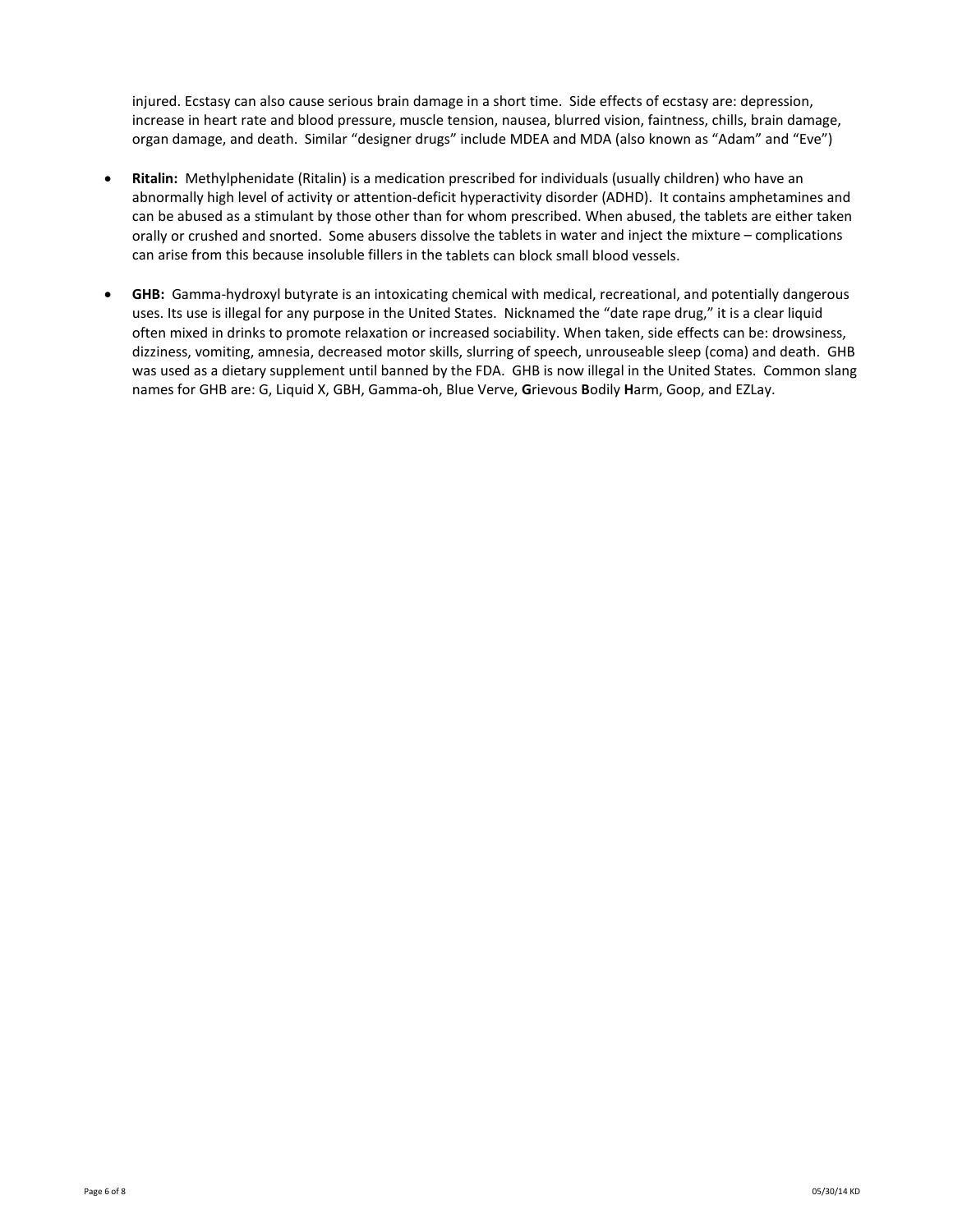injured. Ecstasy can also cause serious brain damage in a short time. Side effects of ecstasy are: depression, increase in heart rate and blood pressure, muscle tension, nausea, blurred vision, faintness, chills, brain damage, organ damage, and death. Similar "designer drugs" include MDEA and MDA (also known as "Adam" and "Eve")

- **Ritalin:** Methylphenidate (Ritalin) is a medication prescribed for individuals (usually children) who have an abnormally high level of activity or attention-deficit hyperactivity disorder (ADHD). It contains amphetamines and can be abused as a stimulant by those other than for whom prescribed. When abused, the tablets are either taken orally or crushed and snorted. Some abusers dissolve the tablets in water and inject the mixture – complications can arise from this because insoluble fillers in the tablets can block small blood vessels.

- **GHB:** Gamma-hydroxyl butyrate is an intoxicating chemical with medical, recreational, and potentially dangerous uses. Its use is illegal for any purpose in the United States. Nicknamed the "date rape drug," it is a clear liquid often mixed in drinks to promote relaxation or increased sociability. When taken, side effects can be: drowsiness, dizziness, vomiting, amnesia, decreased motor skills, slurring of speech, unrouseable sleep (coma) and death. GHB was used as a dietary supplement until banned by the FDA. GHB is now illegal in the United States. Common slang names for GHB are: G, Liquid X, GBH, Gamma-oh, Blue Verve, **G**rievous **B**odily **H**arm, Goop, and EZLay.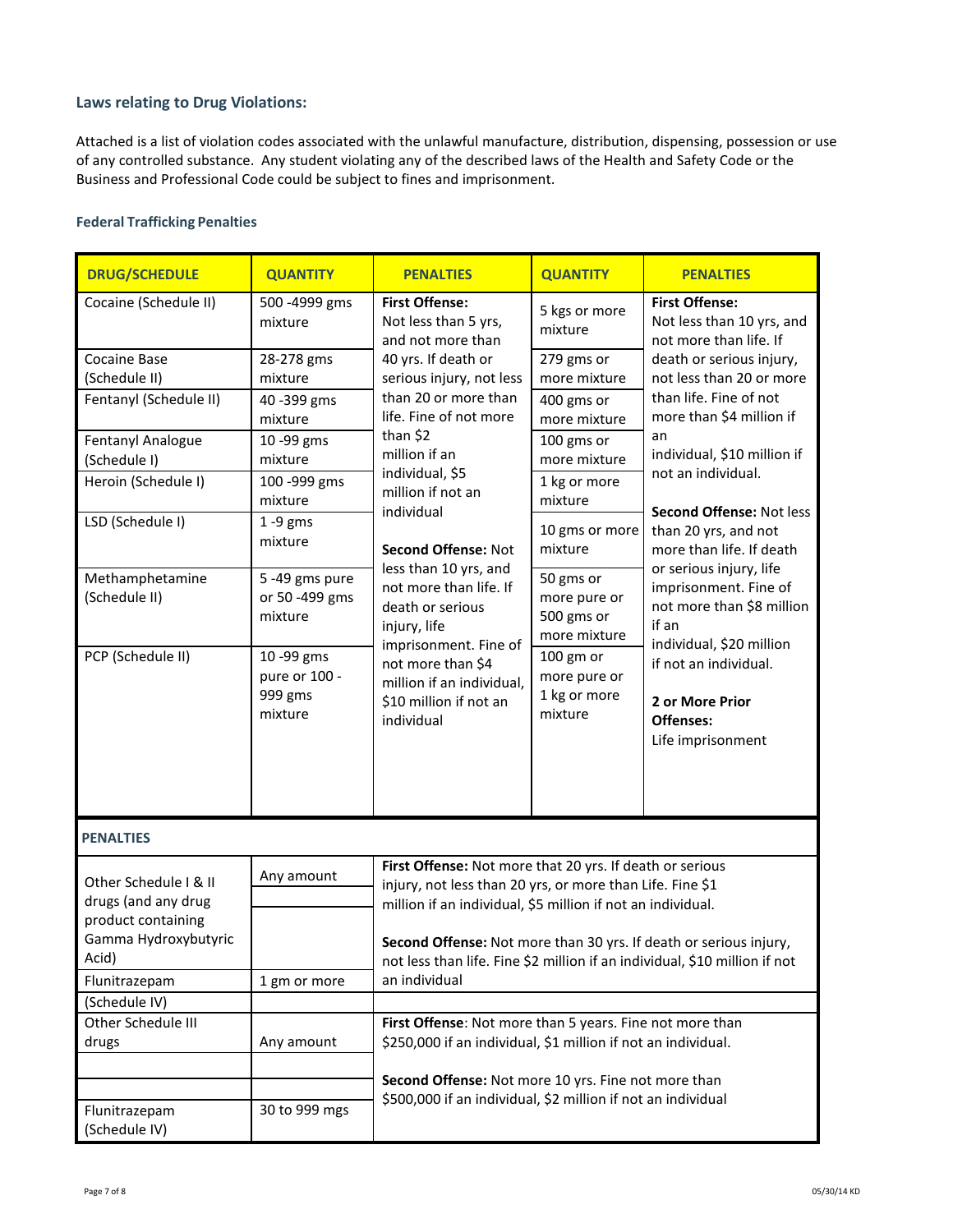### Laws relating to Drug Violations:

Attached is a list of violation codes associated with the unlawful manufacture, distribution, dispensing, possession or use of any controlled substance. Any student violating any of the described laws of the Health and Safety Code or the Business and Professional Code could be subject to fines and imprisonment.

#### Federal Trafficking Penalties

| DRUG/SCHEDULE | QUANTITY | PENALTIES | QUANTITY | PENALTIES |
|---|---|---|---|---|
| Cocaine (Schedule II) | 500 -4999 gms mixture | **First Offense:** Not less than 5 yrs, and not more than 40 yrs. If death or serious injury, not less than 20 or more than life. Fine of not more than $2 million if an individual, $5 million if not an individual<br><br>**Second Offense:** Not less than 10 yrs, and not more than life. If death or serious injury, life imprisonment. Fine of not more than $4 million if an individual, $10 million if not an individual | 5 kgs or more mixture | **First Offense:** Not less than 10 yrs, and not more than life. If death or serious injury, not less than 20 or more than life. Fine of not more than $4 million if an individual, $10 million if not an individual.<br><br>**Second Offense:** Not less than 20 yrs, and not more than life. If death or serious injury, life imprisonment. Fine of not more than $8 million if an individual, $20 million if not an individual.<br><br>**2 or More Prior Offenses:** Life imprisonment |
| Cocaine Base (Schedule II) | 28-278 gms mixture | | 279 gms or more mixture | |
| Fentanyl (Schedule II) | 40 -399 gms mixture | | 400 gms or more mixture | |
| Fentanyl Analogue (Schedule I) | 10 -99 gms mixture | | 100 gms or more mixture | |
| Heroin (Schedule I) | 100 -999 gms mixture | | 1 kg or more mixture | |
| LSD (Schedule I) | 1 -9 gms mixture | | 10 gms or more mixture | |
| Methamphetamine (Schedule II) | 5 -49 gms pure or 50 -499 gms mixture | | 50 gms or more pure or 500 gms or more mixture | |
| PCP (Schedule II) | 10 -99 gms pure or 100 - 999 gms mixture | | 100 gm or more pure or 1 kg or more mixture | |

| PENALTIES | | |
|---|---|---|
| Other Schedule I & II drugs (and any drug product containing Gamma Hydroxybutyric Acid) | Any amount | **First Offense:** Not more that 20 yrs. If death or serious injury, not less than 20 yrs, or more than Life. Fine $1 million if an individual, $5 million if not an individual.<br><br>**Second Offense:** Not more than 30 yrs. If death or serious injury, not less than life. Fine $2 million if an individual, $10 million if not an individual |
| Flunitrazepam (Schedule IV) | 1 gm or more | |
| Other Schedule III drugs | Any amount | **First Offense**: Not more than 5 years. Fine not more than $250,000 if an individual, $1 million if not an individual.<br><br>**Second Offense:** Not more 10 yrs. Fine not more than $500,000 if an individual, $2 million if not an individual |
| Flunitrazepam (Schedule IV) | 30 to 999 mgs | |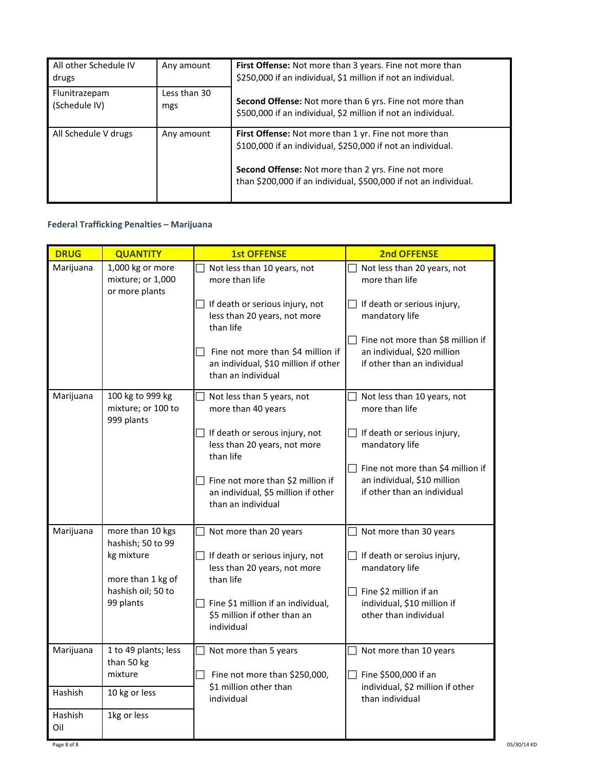| | | |
|---|---|---|
| All other Schedule IV drugs | Any amount | **First Offense:** Not more than 3 years. Fine not more than $250,000 if an individual, $1 million if not an individual.<br><br>**Second Offense:** Not more than 6 yrs. Fine not more than $500,000 if an individual, $2 million if not an individual. |
| Flunitrazepam (Schedule IV) | Less than 30 mgs | |
| All Schedule V drugs | Any amount | **First Offense:** Not more than 1 yr. Fine not more than $100,000 if an individual, $250,000 if not an individual.<br><br>**Second Offense:** Not more than 2 yrs. Fine not more than $200,000 if an individual, $500,000 if not an individual. |

### Federal Trafficking Penalties – Marijuana

| DRUG | QUANTITY | 1st OFFENSE | 2nd OFFENSE |
|---|---|---|---|
| Marijuana | 1,000 kg or more mixture; or 1,000 or more plants | ☐ Not less than 10 years, not more than life<br><br>☐ If death or serious injury, not less than 20 years, not more than life<br><br>☐ Fine not more than $4 million if an individual, $10 million if other than an individual | ☐ Not less than 20 years, not more than life<br><br>☐ If death or serious injury, mandatory life<br><br>☐ Fine not more than $8 million if an individual, $20 million if other than an individual |
| Marijuana | 100 kg to 999 kg mixture; or 100 to 999 plants | ☐ Not less than 5 years, not more than 40 years<br><br>☐ If death or serous injury, not less than 20 years, not more than life<br><br>☐ Fine not more than $2 million if an individual, $5 million if other than an individual | ☐ Not less than 10 years, not more than life<br><br>☐ If death or serious injury, mandatory life<br><br>☐ Fine not more than $4 million if an individual, $10 million if other than an individual |
| Marijuana | more than 10 kgs hashish; 50 to 99 kg mixture<br><br>more than 1 kg of hashish oil; 50 to 99 plants | ☐ Not more than 20 years<br><br>☐ If death or serious injury, not less than 20 years, not more than life<br><br>☐ Fine $1 million if an individual, $5 million if other than an individual | ☐ Not more than 30 years<br><br>☐ If death or seroius injury, mandatory life<br><br>☐ Fine $2 million if an individual, $10 million if other than individual |
| Marijuana | 1 to 49 plants; less than 50 kg mixture | ☐ Not more than 5 years<br><br>☐ Fine not more than $250,000, $1 million other than individual | ☐ Not more than 10 years<br><br>☐ Fine $500,000 if an individual, $2 million if other than individual |
| Hashish | 10 kg or less | | |
| Hashish Oil | 1kg or less | | |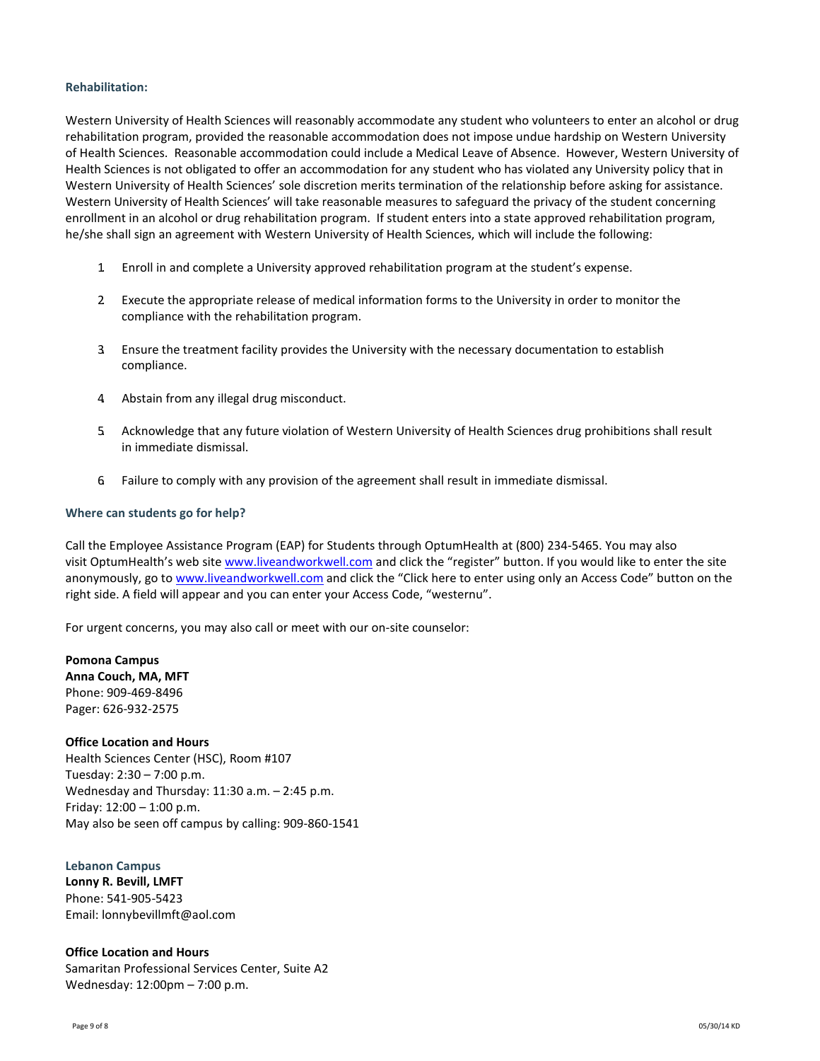### Rehabilitation:

Western University of Health Sciences will reasonably accommodate any student who volunteers to enter an alcohol or drug rehabilitation program, provided the reasonable accommodation does not impose undue hardship on Western University of Health Sciences. Reasonable accommodation could include a Medical Leave of Absence. However, Western University of Health Sciences is not obligated to offer an accommodation for any student who has violated any University policy that in Western University of Health Sciences' sole discretion merits termination of the relationship before asking for assistance. Western University of Health Sciences' will take reasonable measures to safeguard the privacy of the student concerning enrollment in an alcohol or drug rehabilitation program. If student enters into a state approved rehabilitation program, he/she shall sign an agreement with Western University of Health Sciences, which will include the following:

1. Enroll in and complete a University approved rehabilitation program at the student's expense.
2. Execute the appropriate release of medical information forms to the University in order to monitor the compliance with the rehabilitation program.
3. Ensure the treatment facility provides the University with the necessary documentation to establish compliance.
4. Abstain from any illegal drug misconduct.
5. Acknowledge that any future violation of Western University of Health Sciences drug prohibitions shall result in immediate dismissal.
6. Failure to comply with any provision of the agreement shall result in immediate dismissal.

### Where can students go for help?

Call the Employee Assistance Program (EAP) for Students through OptumHealth at (800) 234-5465. You may also visit OptumHealth's web site www.liveandworkwell.com and click the "register" button. If you would like to enter the site anonymously, go to www.liveandworkwell.com and click the "Click here to enter using only an Access Code" button on the right side. A field will appear and you can enter your Access Code, "westernu".

For urgent concerns, you may also call or meet with our on-site counselor:

**Pomona Campus**
**Anna Couch, MA, MFT**
Phone: 909-469-8496
Pager: 626-932-2575

**Office Location and Hours**
Health Sciences Center (HSC), Room #107
Tuesday: 2:30 – 7:00 p.m.
Wednesday and Thursday: 11:30 a.m. – 2:45 p.m.
Friday: 12:00 – 1:00 p.m.
May also be seen off campus by calling: 909-860-1541

**Lebanon Campus**
**Lonny R. Bevill, LMFT**
Phone: 541-905-5423
Email: lonnybevillmft@aol.com

**Office Location and Hours**
Samaritan Professional Services Center, Suite A2
Wednesday: 12:00pm – 7:00 p.m.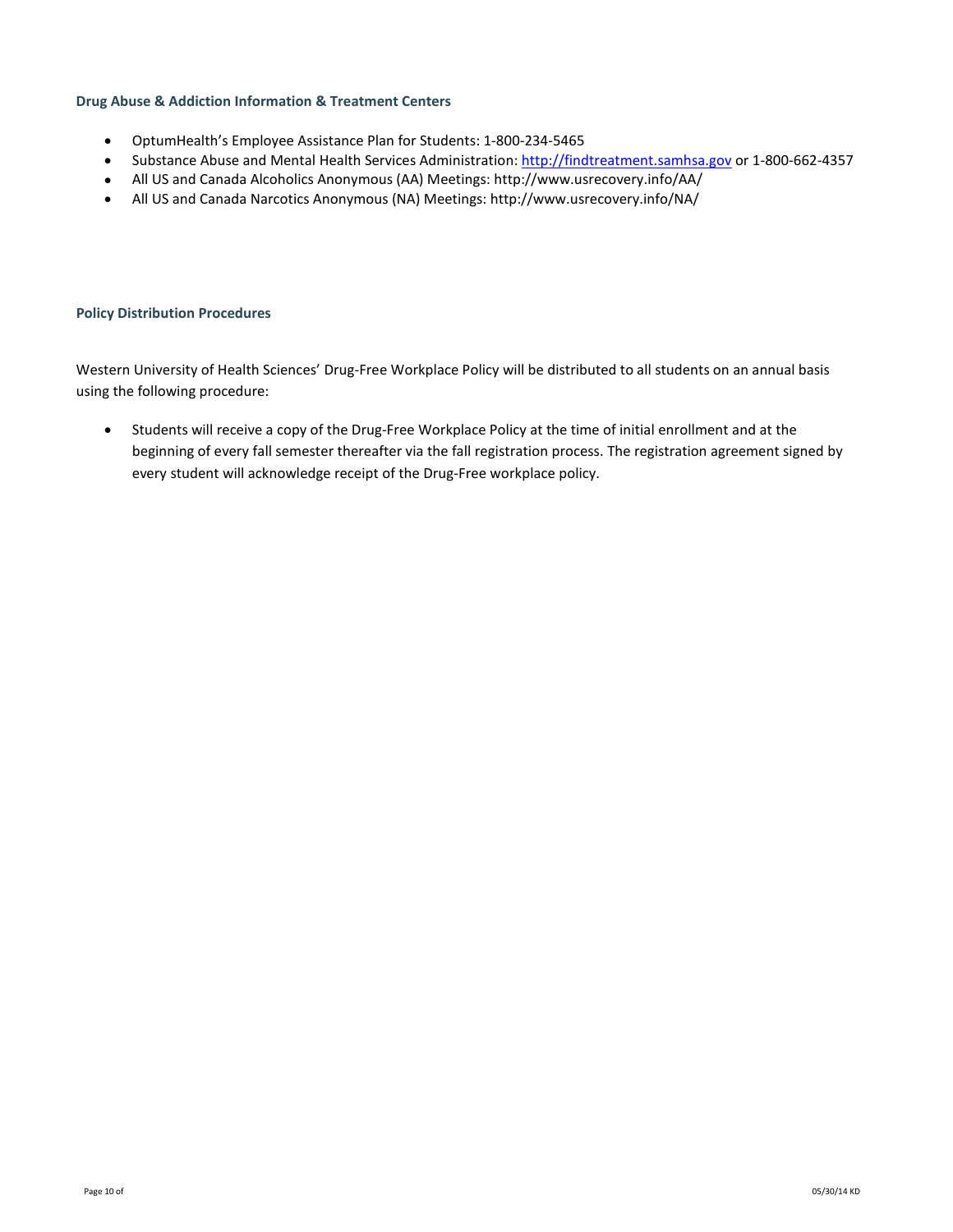### Drug Abuse & Addiction Information & Treatment Centers

- OptumHealth's Employee Assistance Plan for Students: 1-800-234-5465
- Substance Abuse and Mental Health Services Administration: http://findtreatment.samhsa.gov or 1-800-662-4357
- All US and Canada Alcoholics Anonymous (AA) Meetings: http://www.usrecovery.info/AA/
- All US and Canada Narcotics Anonymous (NA) Meetings: http://www.usrecovery.info/NA/

### Policy Distribution Procedures

Western University of Health Sciences' Drug-Free Workplace Policy will be distributed to all students on an annual basis using the following procedure:

- Students will receive a copy of the Drug-Free Workplace Policy at the time of initial enrollment and at the beginning of every fall semester thereafter via the fall registration process. The registration agreement signed by every student will acknowledge receipt of the Drug-Free workplace policy.